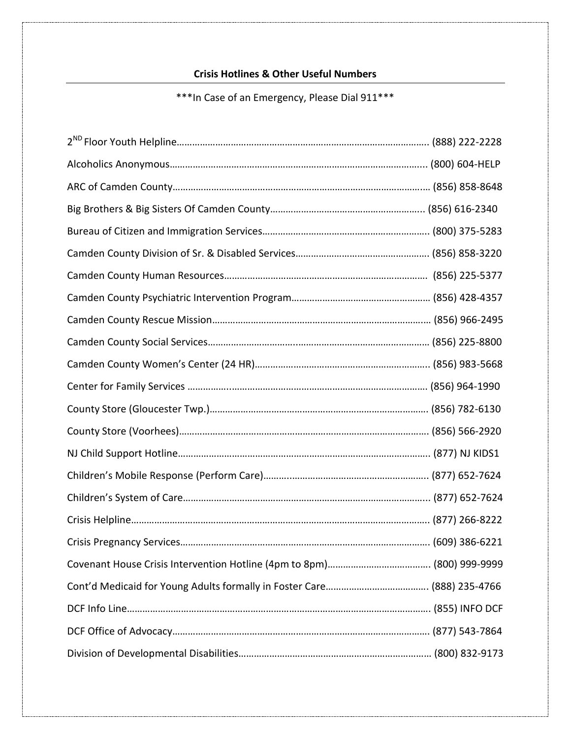**Crisis Hotlines & Other Useful Numbers**

***In Case of an Emergency, Please Dial 911***

2ND Floor Youth Helpline………………………………………………………………………………………. (888) 222-2228

Alcoholics Anonymous……………………………………………………………………………………….. (800) 604-HELP

ARC of Camden County………………………………………………………………………………………. (856) 858-8648

Big Brothers & Big Sisters Of Camden County……………………………………………………... (856) 616-2340

Bureau of Citizen and Immigration Services………………………………………………………. (800) 375-5283

Camden County Division of Sr. & Disabled Services…………………………………………. (856) 858-3220

Camden County Human Resources……………………………………………………………………. (856) 225-5377

Camden County Psychiatric Intervention Program……………………………………………. (856) 428-4357

Camden County Rescue Mission………………………………………………………………………… (856) 966-2495

Camden County Social Services………………………………………………………………………… (856) 225-8800

Camden County Women's Center (24 HR)…………………………………………………………. (856) 983-5668

Center for Family Services ……………………………………………………………………………… (856) 964-1990

County Store (Gloucester Twp.)……………………………………………………………………… (856) 782-6130

County Store (Voorhees)…………………………………………………………………………………. (856) 566-2920

NJ Child Support Hotline………………………………………………………………………………... (877) NJ KIDS1

Children's Mobile Response (Perform Care)……………………………………………………. (877) 652-7624

Children's System of Care……………………………………………………………………………….. (877) 652-7624

Crisis Helpline……………………………………………………………………………………………….. (877) 266-8222

Crisis Pregnancy Services………………………………………………………………………………. (609) 386-6221

Covenant House Crisis Intervention Hotline (4pm to 8pm)………………………………. (800) 999-9999

Cont'd Medicaid for Young Adults formally in Foster Care………………………………. (888) 235-4766

DCF Info Line………………………………………………………………………………………………….. (855) INFO DCF

DCF Office of Advocacy……………………………………………………………………………………. (877) 543-7864

Division of Developmental Disabilities………………………………………………………………. (800) 832-9173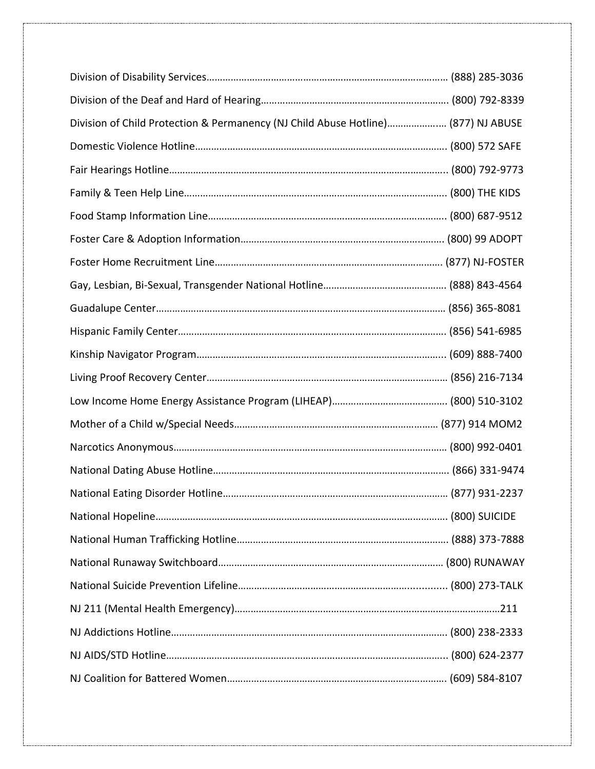Division of Disability Services………………………………………………………………………………. (888) 285-3036

Division of the Deaf and Hard of Hearing………………………………………………………………. (800) 792-8339

Division of Child Protection & Permanency (NJ Child Abuse Hotline)………………….… (877) NJ ABUSE

Domestic Violence Hotline………………………………………………………………………………….. (800) 572 SAFE

Fair Hearings Hotline……………………………………………………………………………………………. (800) 792-9773

Family & Teen Help Line……………………………………………………………………………………… (800) THE KIDS

Food Stamp Information Line……………………………………………………………………………... (800) 687-9512

Foster Care & Adoption Information………………………………………………………………… (800) 99 ADOPT

Foster Home Recruitment Line…………………………………………………………………………… (877) NJ-FOSTER

Gay, Lesbian, Bi-Sexual, Transgender National Hotline……………………………………… (888) 843-4564

Guadalupe Center………………………………………………………………………………………………. (856) 365-8081

Hispanic Family Center……………………………………………………………………………………….. (856) 541-6985

Kinship Navigator Program………………………………………………………………………………….. (609) 888-7400

Living Proof Recovery Center……………………………………………………………………………… (856) 216-7134

Low Income Home Energy Assistance Program (LIHEAP)…………………………………… (800) 510-3102

Mother of a Child w/Special Needs………………………………………………………………… (877) 914 MOM2

Narcotics Anonymous…………………………………………………………………………………………. (800) 992-0401

National Dating Abuse Hotline……………………………………………………………………………. (866) 331-9474

National Eating Disorder Hotline……………………………………………………………………….. (877) 931-2237

National Hopeline……………………………………………………………………………………………….. (800) SUICIDE

National Human Trafficking Hotline……………………………………………………………………. (888) 373-7888

National Runaway Switchboard………………………………………………………………………… (800) RUNAWAY

National Suicide Prevention Lifeline………………………………………………………………….... (800) 273-TALK

NJ 211 (Mental Health Emergency)………………………………………………………………………………211

NJ Addictions Hotline…………………………………………………………………………………………. (800) 238-2333

NJ AIDS/STD Hotline…………………………………………………………………………………………... (800) 624-2377

NJ Coalition for Battered Women………………………………………………………………………. (609) 584-8107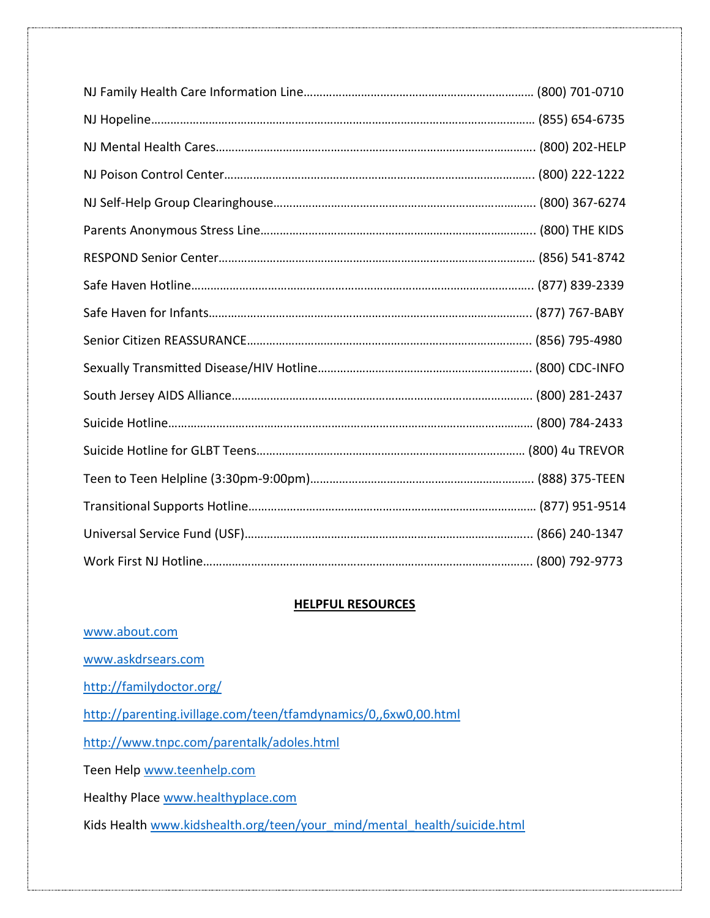NJ Family Health Care Information Line……………………………………………………………… (800) 701-0710

NJ Hopeline……………………………………………………………………………………………………… (855) 654-6735

NJ Mental Health Cares………………………………………………………………………………… (800) 202-HELP

NJ Poison Control Center……………………………………………………………………………… (800) 222-1222

NJ Self-Help Group Clearinghouse………………………………………………………………… (800) 367-6274

Parents Anonymous Stress Line…………………………………………………………………… (800) THE KIDS

RESPOND Senior Center………………………………………………………………………………… (856) 541-8742

Safe Haven Hotline………………………………………………………………………………………… (877) 839-2339

Safe Haven for Infants…………………………………………………………………………………… (877) 767-BABY

Senior Citizen REASSURANCE……………………………………………………………………… (856) 795-4980

Sexually Transmitted Disease/HIV Hotline……………………………………………………… (800) CDC-INFO

South Jersey AIDS Alliance…………………………………………………………………………… (800) 281-2437

Suicide Hotline……………………………………………………………………………………………… (800) 784-2433

Suicide Hotline for GLBT Teens…………………………………………………………………… (800) 4u TREVOR

Teen to Teen Helpline (3:30pm-9:00pm)……………………………………………………… (888) 375-TEEN

Transitional Supports Hotline……………………………………………………………………… (877) 951-9514

Universal Service Fund (USF)………………………………………………………………………… (866) 240-1347

Work First NJ Hotline……………………………………………………………………………………… (800) 792-9773

**HELPFUL RESOURCES**

www.about.com

www.askdrsears.com

http://familydoctor.org/

http://parenting.ivillage.com/teen/tfamdynamics/0,,6xw0,00.html

http://www.tnpc.com/parentalk/adoles.html

Teen Help www.teenhelp.com

Healthy Place www.healthyplace.com

Kids Health www.kidshealth.org/teen/your_mind/mental_health/suicide.html